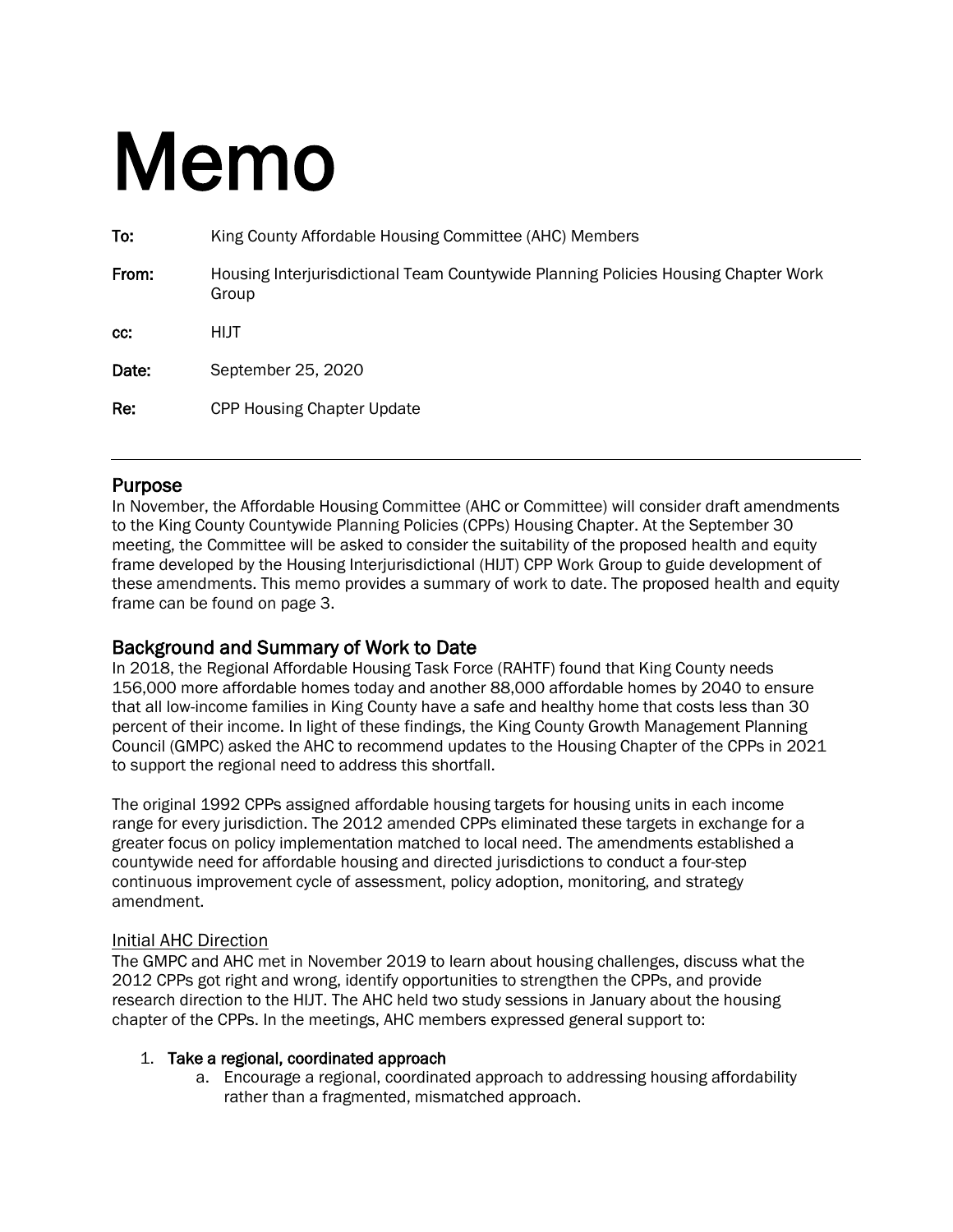# Memo

**To:** King County Affordable Housing Committee (AHC) Members

**From:** Housing Interjurisdictional Team Countywide Planning Policies Housing Chapter Work Group

**cc:** HIJT

**Date:** September 25, 2020

**Re:** CPP Housing Chapter Update

---

## Purpose

In November, the Affordable Housing Committee (AHC or Committee) will consider draft amendments to the King County Countywide Planning Policies (CPPs) Housing Chapter. At the September 30 meeting, the Committee will be asked to consider the suitability of the proposed health and equity frame developed by the Housing Interjurisdictional (HIJT) CPP Work Group to guide development of these amendments. This memo provides a summary of work to date. The proposed health and equity frame can be found on page 3.

## Background and Summary of Work to Date

In 2018, the Regional Affordable Housing Task Force (RAHTF) found that King County needs 156,000 more affordable homes today and another 88,000 affordable homes by 2040 to ensure that all low-income families in King County have a safe and healthy home that costs less than 30 percent of their income. In light of these findings, the King County Growth Management Planning Council (GMPC) asked the AHC to recommend updates to the Housing Chapter of the CPPs in 2021 to support the regional need to address this shortfall.

The original 1992 CPPs assigned affordable housing targets for housing units in each income range for every jurisdiction. The 2012 amended CPPs eliminated these targets in exchange for a greater focus on policy implementation matched to local need. The amendments established a countywide need for affordable housing and directed jurisdictions to conduct a four-step continuous improvement cycle of assessment, policy adoption, monitoring, and strategy amendment.

### Initial AHC Direction

The GMPC and AHC met in November 2019 to learn about housing challenges, discuss what the 2012 CPPs got right and wrong, identify opportunities to strengthen the CPPs, and provide research direction to the HIJT. The AHC held two study sessions in January about the housing chapter of the CPPs. In the meetings, AHC members expressed general support to:

1. **Take a regional, coordinated approach**
   a. Encourage a regional, coordinated approach to addressing housing affordability rather than a fragmented, mismatched approach.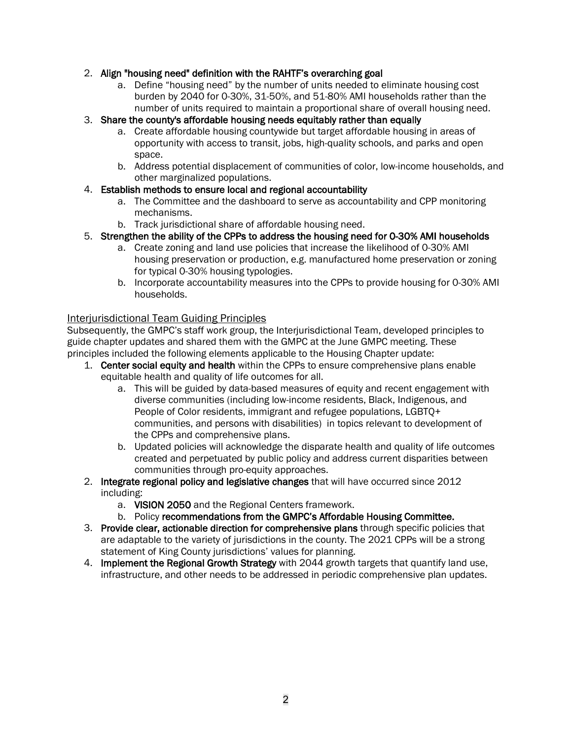2. **Align "housing need" definition with the RAHTF's overarching goal**
    a. Define "housing need" by the number of units needed to eliminate housing cost burden by 2040 for 0-30%, 31-50%, and 51-80% AMI households rather than the number of units required to maintain a proportional share of overall housing need.
3. **Share the county's affordable housing needs equitably rather than equally**
    a. Create affordable housing countywide but target affordable housing in areas of opportunity with access to transit, jobs, high-quality schools, and parks and open space.
    b. Address potential displacement of communities of color, low-income households, and other marginalized populations.
4. **Establish methods to ensure local and regional accountability**
    a. The Committee and the dashboard to serve as accountability and CPP monitoring mechanisms.
    b. Track jurisdictional share of affordable housing need.
5. **Strengthen the ability of the CPPs to address the housing need for 0-30% AMI households**
    a. Create zoning and land use policies that increase the likelihood of 0-30% AMI housing preservation or production, e.g. manufactured home preservation or zoning for typical 0-30% housing typologies.
    b. Incorporate accountability measures into the CPPs to provide housing for 0-30% AMI households.

## Interjurisdictional Team Guiding Principles

Subsequently, the GMPC's staff work group, the Interjurisdictional Team, developed principles to guide chapter updates and shared them with the GMPC at the June GMPC meeting. These principles included the following elements applicable to the Housing Chapter update:

1. **Center social equity and health** within the CPPs to ensure comprehensive plans enable equitable health and quality of life outcomes for all.
    a. This will be guided by data-based measures of equity and recent engagement with diverse communities (including low-income residents, Black, Indigenous, and People of Color residents, immigrant and refugee populations, LGBTQ+ communities, and persons with disabilities) in topics relevant to development of the CPPs and comprehensive plans.
    b. Updated policies will acknowledge the disparate health and quality of life outcomes created and perpetuated by public policy and address current disparities between communities through pro-equity approaches.
2. **Integrate regional policy and legislative changes** that will have occurred since 2012 including:
    a. **VISION 2050** and the Regional Centers framework.
    b. Policy **recommendations from the GMPC's Affordable Housing Committee.**
3. **Provide clear, actionable direction for comprehensive plans** through specific policies that are adaptable to the variety of jurisdictions in the county. The 2021 CPPs will be a strong statement of King County jurisdictions' values for planning.
4. **Implement the Regional Growth Strategy** with 2044 growth targets that quantify land use, infrastructure, and other needs to be addressed in periodic comprehensive plan updates.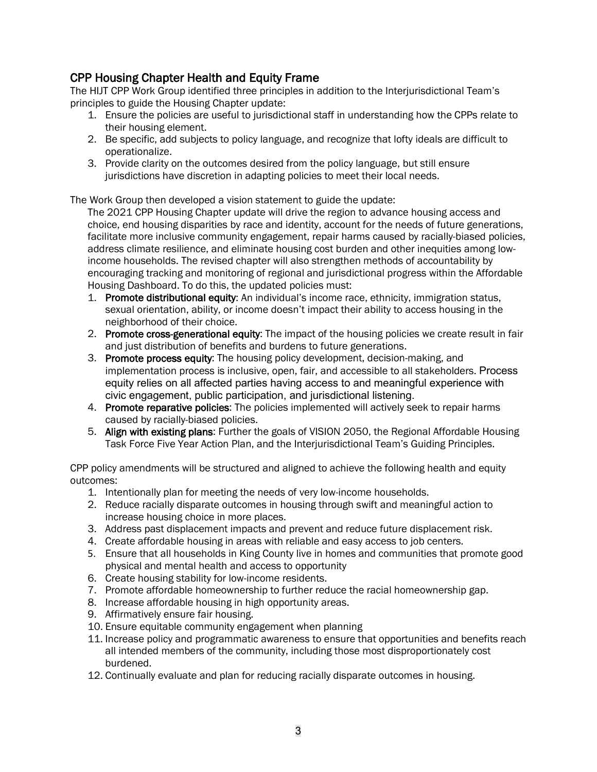## CPP Housing Chapter Health and Equity Frame

The HIJT CPP Work Group identified three principles in addition to the Interjurisdictional Team's principles to guide the Housing Chapter update:

1. Ensure the policies are useful to jurisdictional staff in understanding how the CPPs relate to their housing element.
2. Be specific, add subjects to policy language, and recognize that lofty ideals are difficult to operationalize.
3. Provide clarity on the outcomes desired from the policy language, but still ensure jurisdictions have discretion in adapting policies to meet their local needs.

The Work Group then developed a vision statement to guide the update:

> The 2021 CPP Housing Chapter update will drive the region to advance housing access and choice, end housing disparities by race and identity, account for the needs of future generations, facilitate more inclusive community engagement, repair harms caused by racially-biased policies, address climate resilience, and eliminate housing cost burden and other inequities among low-income households. The revised chapter will also strengthen methods of accountability by encouraging tracking and monitoring of regional and jurisdictional progress within the Affordable Housing Dashboard. To do this, the updated policies must:
>
> 1. **Promote distributional equity**: An individual's income race, ethnicity, immigration status, sexual orientation, ability, or income doesn't impact their ability to access housing in the neighborhood of their choice.
> 2. **Promote cross-generational equity**: The impact of the housing policies we create result in fair and just distribution of benefits and burdens to future generations.
> 3. **Promote process equity**: The housing policy development, decision-making, and implementation process is inclusive, open, fair, and accessible to all stakeholders. Process equity relies on all affected parties having access to and meaningful experience with civic engagement, public participation, and jurisdictional listening.
> 4. **Promote reparative policies**: The policies implemented will actively seek to repair harms caused by racially-biased policies.
> 5. **Align with existing plans**: Further the goals of VISION 2050, the Regional Affordable Housing Task Force Five Year Action Plan, and the Interjurisdictional Team's Guiding Principles.

CPP policy amendments will be structured and aligned to achieve the following health and equity outcomes:

1. Intentionally plan for meeting the needs of very low-income households.
2. Reduce racially disparate outcomes in housing through swift and meaningful action to increase housing choice in more places.
3. Address past displacement impacts and prevent and reduce future displacement risk.
4. Create affordable housing in areas with reliable and easy access to job centers.
5. Ensure that all households in King County live in homes and communities that promote good physical and mental health and access to opportunity
6. Create housing stability for low-income residents.
7. Promote affordable homeownership to further reduce the racial homeownership gap.
8. Increase affordable housing in high opportunity areas.
9. Affirmatively ensure fair housing.
10. Ensure equitable community engagement when planning
11. Increase policy and programmatic awareness to ensure that opportunities and benefits reach all intended members of the community, including those most disproportionately cost burdened.
12. Continually evaluate and plan for reducing racially disparate outcomes in housing.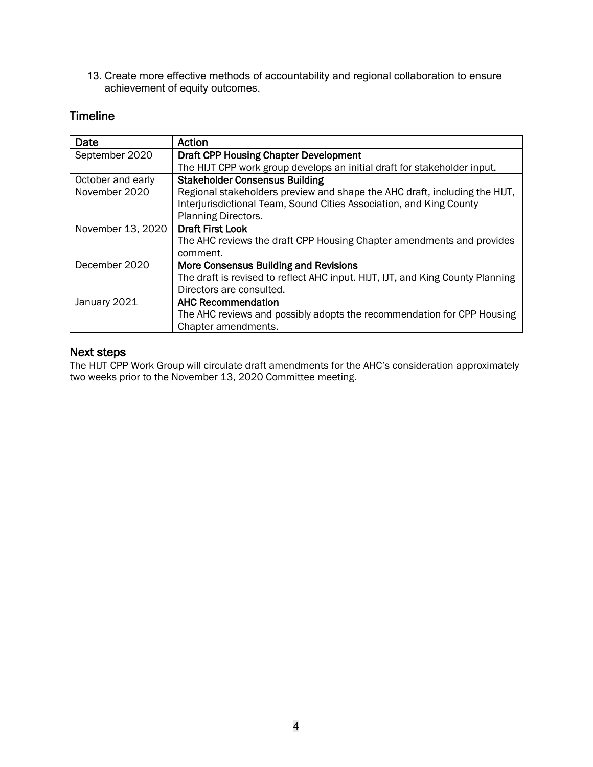13. Create more effective methods of accountability and regional collaboration to ensure achievement of equity outcomes.

## Timeline

| Date | Action |
| --- | --- |
| September 2020 | **Draft CPP Housing Chapter Development**<br>The HIJT CPP work group develops an initial draft for stakeholder input. |
| October and early November 2020 | **Stakeholder Consensus Building**<br>Regional stakeholders preview and shape the AHC draft, including the HIJT, Interjurisdictional Team, Sound Cities Association, and King County Planning Directors. |
| November 13, 2020 | **Draft First Look**<br>The AHC reviews the draft CPP Housing Chapter amendments and provides comment. |
| December 2020 | **More Consensus Building and Revisions**<br>The draft is revised to reflect AHC input. HIJT, IJT, and King County Planning Directors are consulted. |
| January 2021 | **AHC Recommendation**<br>The AHC reviews and possibly adopts the recommendation for CPP Housing Chapter amendments. |

## Next steps

The HIJT CPP Work Group will circulate draft amendments for the AHC's consideration approximately two weeks prior to the November 13, 2020 Committee meeting.